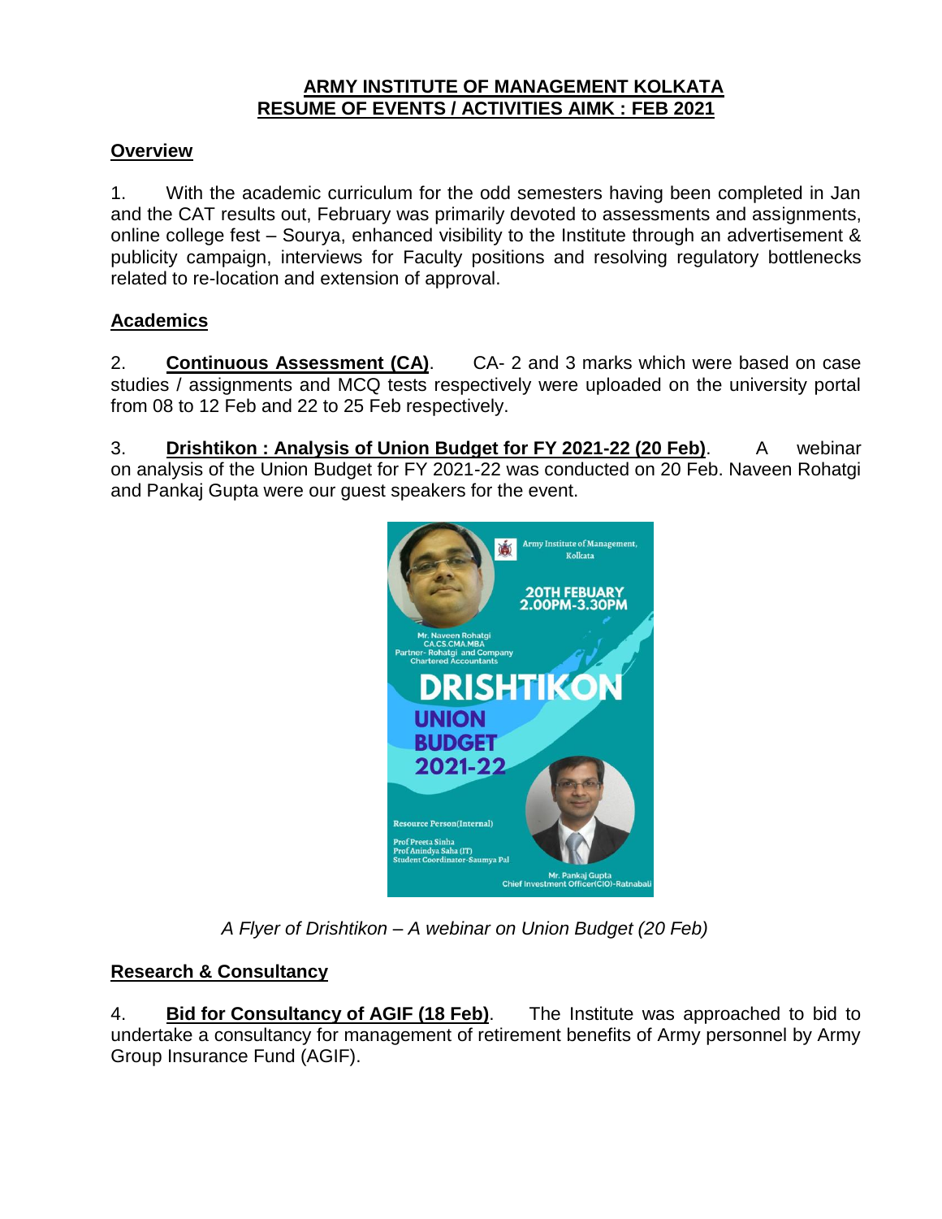# ARMY INSTITUTE OF MANAGEMENT KOLKATA
# RESUME OF EVENTS / ACTIVITIES AIMK : FEB 2021

## Overview

1. With the academic curriculum for the odd semesters having been completed in Jan and the CAT results out, February was primarily devoted to assessments and assignments, online college fest – Sourya, enhanced visibility to the Institute through an advertisement & publicity campaign, interviews for Faculty positions and resolving regulatory bottlenecks related to re-location and extension of approval.

## Academics

2. **Continuous Assessment (CA)**. CA- 2 and 3 marks which were based on case studies / assignments and MCQ tests respectively were uploaded on the university portal from 08 to 12 Feb and 22 to 25 Feb respectively.

3. **Drishtikon : Analysis of Union Budget for FY 2021-22 (20 Feb)**. A webinar on analysis of the Union Budget for FY 2021-22 was conducted on 20 Feb. Naveen Rohatgi and Pankaj Gupta were our guest speakers for the event.

*A Flyer of Drishtikon – A webinar on Union Budget (20 Feb)*

## Research & Consultancy

4. **Bid for Consultancy of AGIF (18 Feb)**. The Institute was approached to bid to undertake a consultancy for management of retirement benefits of Army personnel by Army Group Insurance Fund (AGIF).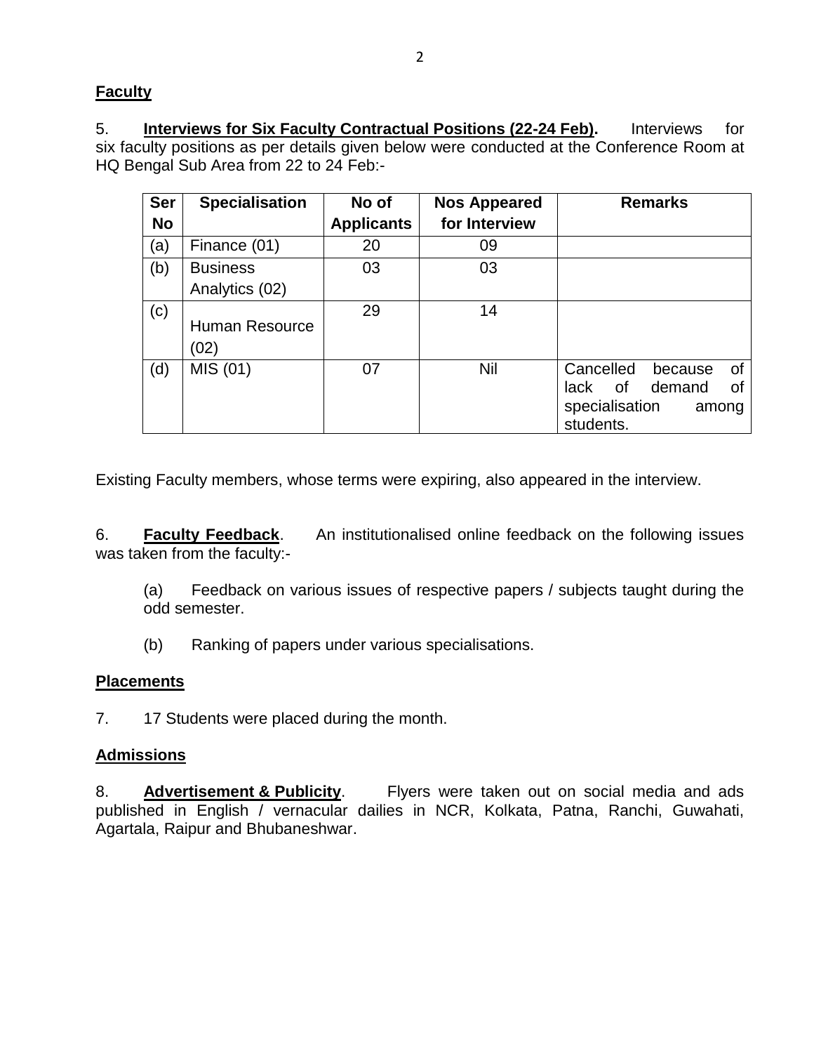## Faculty

5. **Interviews for Six Faculty Contractual Positions (22-24 Feb).** Interviews for six faculty positions as per details given below were conducted at the Conference Room at HQ Bengal Sub Area from 22 to 24 Feb:-

| Ser No | Specialisation | No of Applicants | Nos Appeared for Interview | Remarks |
|---|---|---|---|---|
| (a) | Finance (01) | 20 | 09 | |
| (b) | Business Analytics (02) | 03 | 03 | |
| (c) | Human Resource (02) | 29 | 14 | |
| (d) | MIS (01) | 07 | Nil | Cancelled because of lack of demand of specialisation among students. |

Existing Faculty members, whose terms were expiring, also appeared in the interview.

6. **Faculty Feedback**. An institutionalised online feedback on the following issues was taken from the faculty:-

(a) Feedback on various issues of respective papers / subjects taught during the odd semester.

(b) Ranking of papers under various specialisations.

## Placements

7. 17 Students were placed during the month.

## Admissions

8. **Advertisement & Publicity**. Flyers were taken out on social media and ads published in English / vernacular dailies in NCR, Kolkata, Patna, Ranchi, Guwahati, Agartala, Raipur and Bhubaneshwar.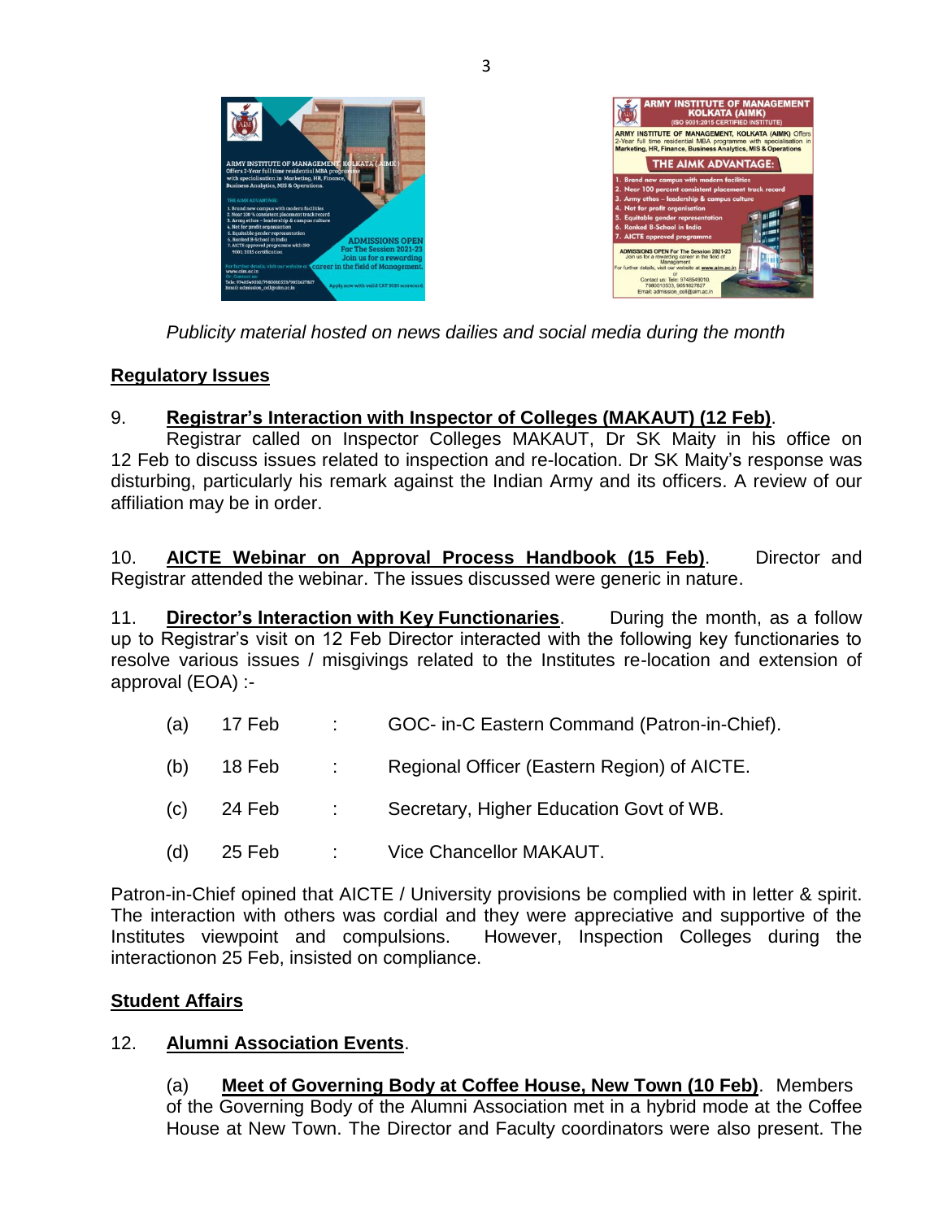*Publicity material hosted on news dailies and social media during the month*

**Regulatory Issues**

9. **Registrar's Interaction with Inspector of Colleges (MAKAUT) (12 Feb)**. Registrar called on Inspector Colleges MAKAUT, Dr SK Maity in his office on 12 Feb to discuss issues related to inspection and re-location. Dr SK Maity's response was disturbing, particularly his remark against the Indian Army and its officers. A review of our affiliation may be in order.

10. **AICTE Webinar on Approval Process Handbook (15 Feb)**. Director and Registrar attended the webinar. The issues discussed were generic in nature.

11. **Director's Interaction with Key Functionaries**. During the month, as a follow up to Registrar's visit on 12 Feb Director interacted with the following key functionaries to resolve various issues / misgivings related to the Institutes re-location and extension of approval (EOA) :-

(a) 17 Feb : GOC- in-C Eastern Command (Patron-in-Chief).

(b) 18 Feb : Regional Officer (Eastern Region) of AICTE.

(c) 24 Feb : Secretary, Higher Education Govt of WB.

(d) 25 Feb : Vice Chancellor MAKAUT.

Patron-in-Chief opined that AICTE / University provisions be complied with in letter & spirit. The interaction with others was cordial and they were appreciative and supportive of the Institutes viewpoint and compulsions. However, Inspection Colleges during the interactionon 25 Feb, insisted on compliance.

**Student Affairs**

12. **Alumni Association Events**.

(a) **Meet of Governing Body at Coffee House, New Town (10 Feb)**. Members of the Governing Body of the Alumni Association met in a hybrid mode at the Coffee House at New Town. The Director and Faculty coordinators were also present. The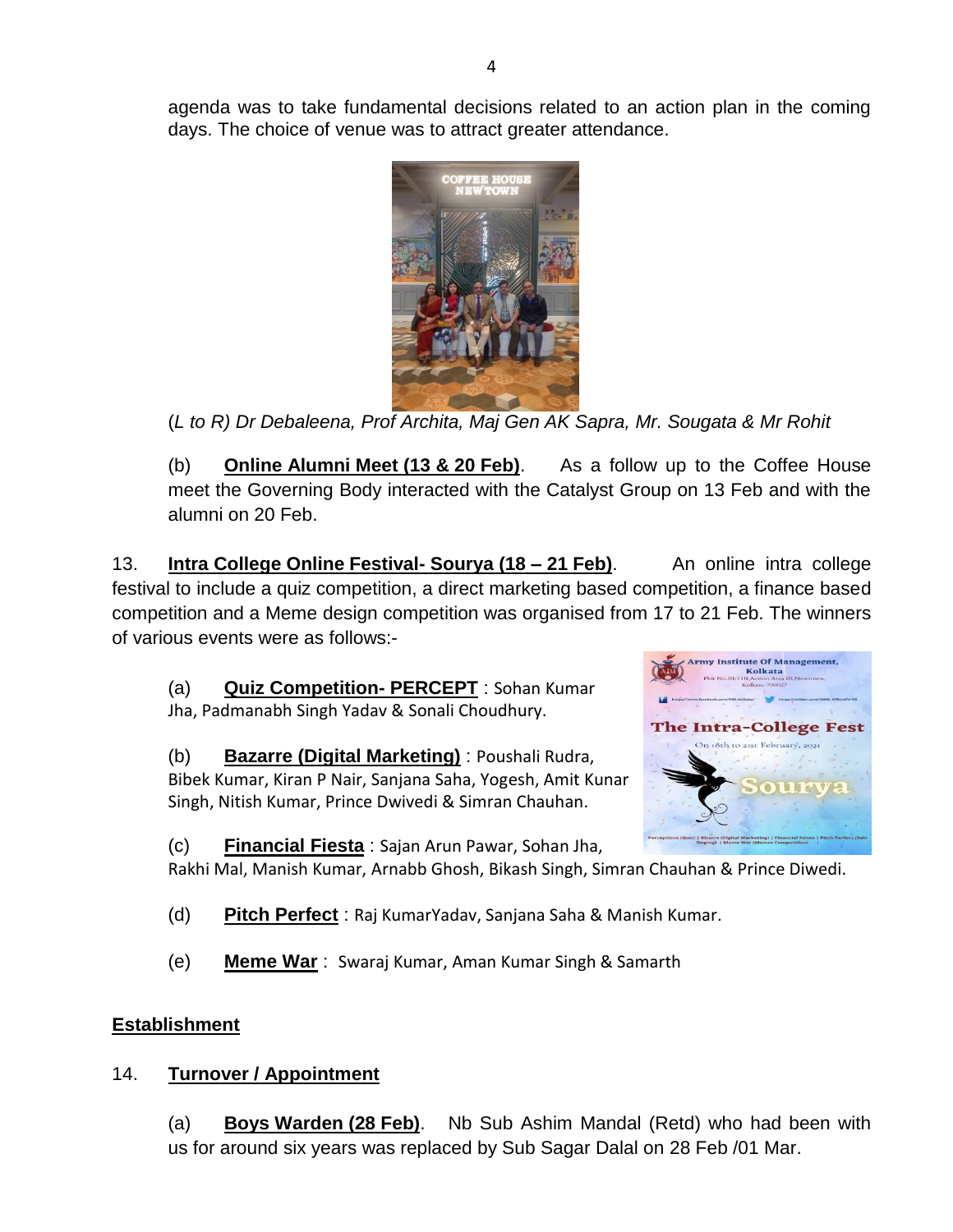agenda was to take fundamental decisions related to an action plan in the coming days. The choice of venue was to attract greater attendance.

(*L to R) Dr Debaleena, Prof Archita, Maj Gen AK Sapra, Mr. Sougata & Mr Rohit*

(b) **Online Alumni Meet (13 & 20 Feb)**. As a follow up to the Coffee House meet the Governing Body interacted with the Catalyst Group on 13 Feb and with the alumni on 20 Feb.

13. **Intra College Online Festival- Sourya (18 – 21 Feb)**. An online intra college festival to include a quiz competition, a direct marketing based competition, a finance based competition and a Meme design competition was organised from 17 to 21 Feb. The winners of various events were as follows:-

(a) **Quiz Competition- PERCEPT** : Sohan Kumar Jha, Padmanabh Singh Yadav & Sonali Choudhury.

(b) **Bazarre (Digital Marketing)** : Poushali Rudra, Bibek Kumar, Kiran P Nair, Sanjana Saha, Yogesh, Amit Kunar Singh, Nitish Kumar, Prince Dwivedi & Simran Chauhan.

(c) **Financial Fiesta** : Sajan Arun Pawar, Sohan Jha, Rakhi Mal, Manish Kumar, Arnabb Ghosh, Bikash Singh, Simran Chauhan & Prince Diwedi.

(d) **Pitch Perfect** : Raj KumarYadav, Sanjana Saha & Manish Kumar.

(e) **Meme War** : Swaraj Kumar, Aman Kumar Singh & Samarth

## Establishment

14. **Turnover / Appointment**

(a) **Boys Warden (28 Feb)**. Nb Sub Ashim Mandal (Retd) who had been with us for around six years was replaced by Sub Sagar Dalal on 28 Feb /01 Mar.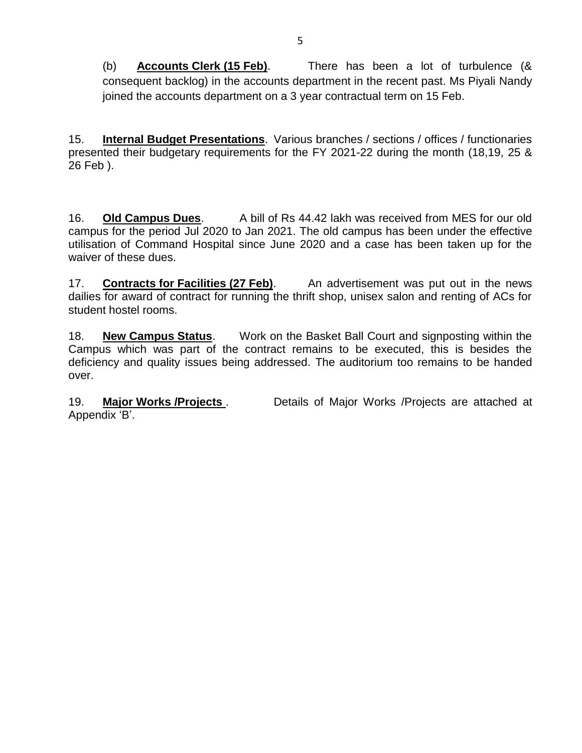(b) **Accounts Clerk (15 Feb)**. There has been a lot of turbulence (& consequent backlog) in the accounts department in the recent past. Ms Piyali Nandy joined the accounts department on a 3 year contractual term on 15 Feb.

15. **Internal Budget Presentations**. Various branches / sections / offices / functionaries presented their budgetary requirements for the FY 2021-22 during the month (18,19, 25 & 26 Feb ).

16. **Old Campus Dues**. A bill of Rs 44.42 lakh was received from MES for our old campus for the period Jul 2020 to Jan 2021. The old campus has been under the effective utilisation of Command Hospital since June 2020 and a case has been taken up for the waiver of these dues.

17. **Contracts for Facilities (27 Feb)**. An advertisement was put out in the news dailies for award of contract for running the thrift shop, unisex salon and renting of ACs for student hostel rooms.

18. **New Campus Status**. Work on the Basket Ball Court and signposting within the Campus which was part of the contract remains to be executed, this is besides the deficiency and quality issues being addressed. The auditorium too remains to be handed over.

19. **Major Works /Projects** . Details of Major Works /Projects are attached at Appendix 'B'.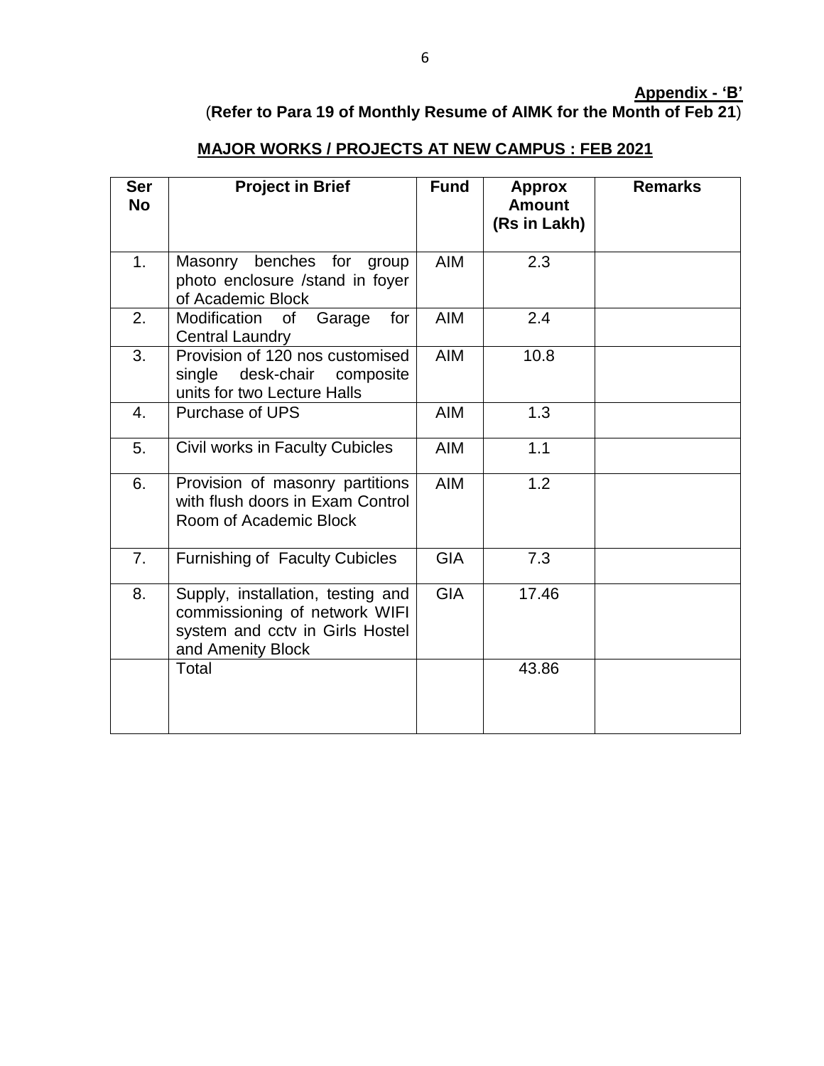**Appendix - 'B'**

(**Refer to Para 19 of Monthly Resume of AIMK for the Month of Feb 21**)

## MAJOR WORKS / PROJECTS AT NEW CAMPUS : FEB 2021

| Ser No | Project in Brief | Fund | Approx Amount (Rs in Lakh) | Remarks |
|---|---|---|---|---|
| 1. | Masonry benches for group photo enclosure /stand in foyer of Academic Block | AIM | 2.3 | |
| 2. | Modification of Garage for Central Laundry | AIM | 2.4 | |
| 3. | Provision of 120 nos customised single desk-chair composite units for two Lecture Halls | AIM | 10.8 | |
| 4. | Purchase of UPS | AIM | 1.3 | |
| 5. | Civil works in Faculty Cubicles | AIM | 1.1 | |
| 6. | Provision of masonry partitions with flush doors in Exam Control Room of Academic Block | AIM | 1.2 | |
| 7. | Furnishing of Faculty Cubicles | GIA | 7.3 | |
| 8. | Supply, installation, testing and commissioning of network WIFI system and cctv in Girls Hostel and Amenity Block | GIA | 17.46 | |
| | Total | | 43.86 | |